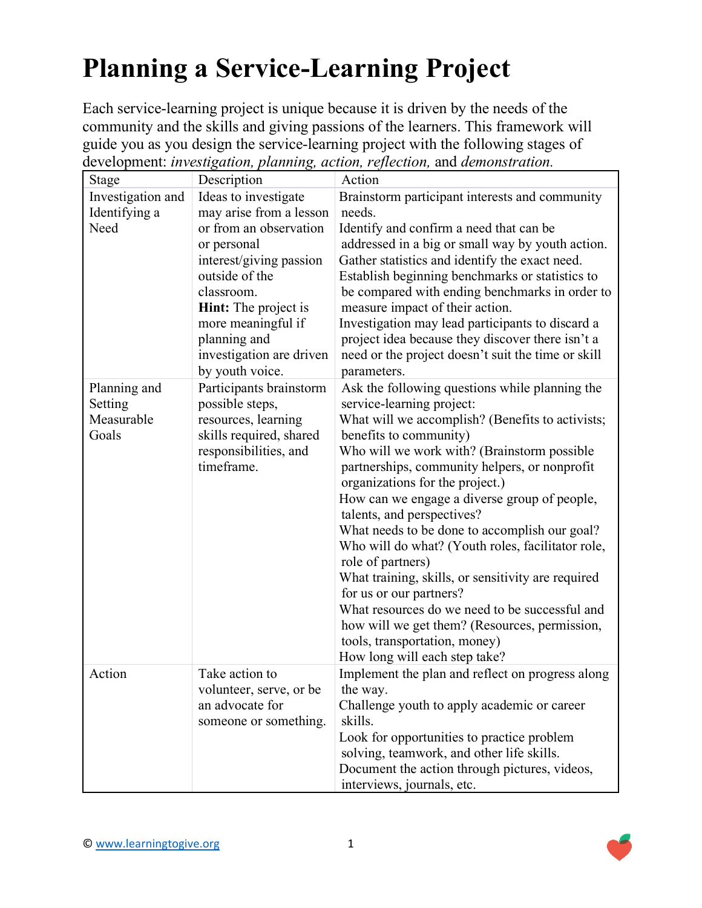# Planning a Service-Learning Project

Each service-learning project is unique because it is driven by the needs of the community and the skills and giving passions of the learners. This framework will guide you as you design the service-learning project with the following stages of development: *investigation, planning, action, reflection,* and *demonstration.*

| Stage | Description | Action |
|---|---|---|
| Investigation and Identifying a Need | Ideas to investigate may arise from a lesson or from an observation or personal interest/giving passion outside of the classroom. **Hint:** The project is more meaningful if planning and investigation are driven by youth voice. | Brainstorm participant interests and community needs.<br>Identify and confirm a need that can be addressed in a big or small way by youth action.<br>Gather statistics and identify the exact need.<br>Establish beginning benchmarks or statistics to be compared with ending benchmarks in order to measure impact of their action.<br>Investigation may lead participants to discard a project idea because they discover there isn't a need or the project doesn't suit the time or skill parameters. |
| Planning and Setting Measurable Goals | Participants brainstorm possible steps, resources, learning skills required, shared responsibilities, and timeframe. | Ask the following questions while planning the service-learning project:<br>What will we accomplish? (Benefits to activists; benefits to community)<br>Who will we work with? (Brainstorm possible partnerships, community helpers, or nonprofit organizations for the project.)<br>How can we engage a diverse group of people, talents, and perspectives?<br>What needs to be done to accomplish our goal?<br>Who will do what? (Youth roles, facilitator role, role of partners)<br>What training, skills, or sensitivity are required for us or our partners?<br>What resources do we need to be successful and how will we get them? (Resources, permission, tools, transportation, money)<br>How long will each step take? |
| Action | Take action to volunteer, serve, or be an advocate for someone or something. | Implement the plan and reflect on progress along the way.<br>Challenge youth to apply academic or career skills.<br>Look for opportunities to practice problem solving, teamwork, and other life skills.<br>Document the action through pictures, videos, interviews, journals, etc. |

© www.learningtogive.org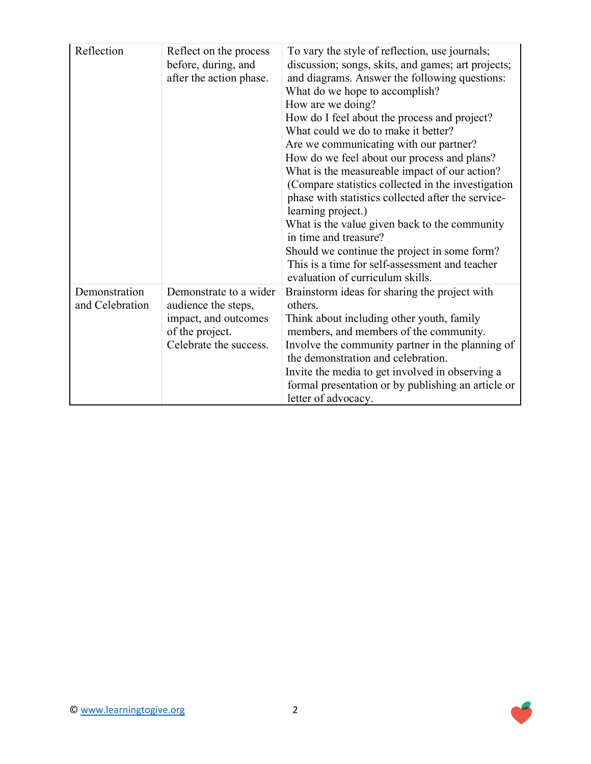| | | |
|---|---|---|
| Reflection | Reflect on the process before, during, and after the action phase. | To vary the style of reflection, use journals; discussion; songs, skits, and games; art projects; and diagrams. Answer the following questions:<br>What do we hope to accomplish?<br>How are we doing?<br>How do I feel about the process and project?<br>What could we do to make it better?<br>Are we communicating with our partner?<br>How do we feel about our process and plans?<br>What is the measureable impact of our action? (Compare statistics collected in the investigation phase with statistics collected after the service-learning project.)<br>What is the value given back to the community in time and treasure?<br>Should we continue the project in some form?<br>This is a time for self-assessment and teacher evaluation of curriculum skills. |
| Demonstration and Celebration | Demonstrate to a wider audience the steps, impact, and outcomes of the project. Celebrate the success. | Brainstorm ideas for sharing the project with others.<br>Think about including other youth, family members, and members of the community.<br>Involve the community partner in the planning of the demonstration and celebration.<br>Invite the media to get involved in observing a formal presentation or by publishing an article or letter of advocacy. |

© www.learningtogive.org